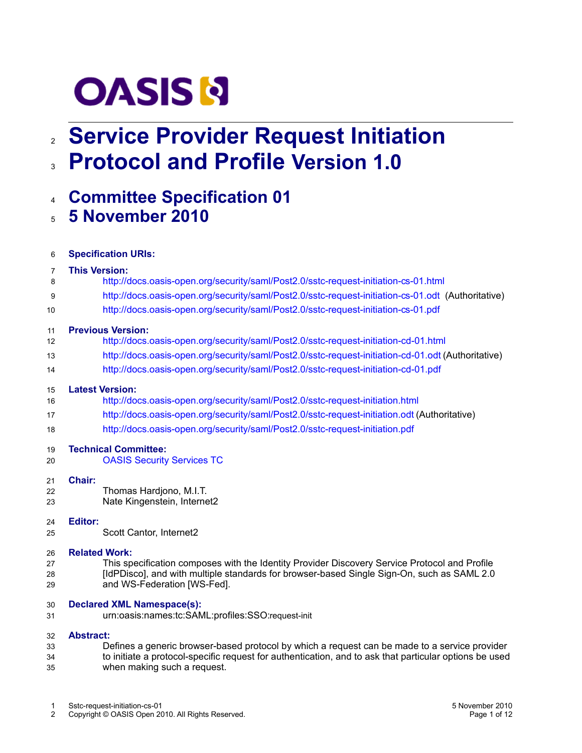# Service Provider Request Initiation Protocol and Profile Version 1.0

## Committee Specification 01

## 5 November 2010

**Specification URIs:**

**This Version:**

http://docs.oasis-open.org/security/saml/Post2.0/sstc-request-initiation-cs-01.html

http://docs.oasis-open.org/security/saml/Post2.0/sstc-request-initiation-cs-01.odt (Authoritative)

http://docs.oasis-open.org/security/saml/Post2.0/sstc-request-initiation-cs-01.pdf

**Previous Version:**

http://docs.oasis-open.org/security/saml/Post2.0/sstc-request-initiation-cd-01.html

http://docs.oasis-open.org/security/saml/Post2.0/sstc-request-initiation-cd-01.odt (Authoritative)

http://docs.oasis-open.org/security/saml/Post2.0/sstc-request-initiation-cd-01.pdf

**Latest Version:**

http://docs.oasis-open.org/security/saml/Post2.0/sstc-request-initiation.html

http://docs.oasis-open.org/security/saml/Post2.0/sstc-request-initiation.odt (Authoritative)

http://docs.oasis-open.org/security/saml/Post2.0/sstc-request-initiation.pdf

**Technical Committee:**

OASIS Security Services TC

**Chair:**

Thomas Hardjono, M.I.T.
Nate Kingenstein, Internet2

**Editor:**

Scott Cantor, Internet2

**Related Work:**

This specification composes with the Identity Provider Discovery Service Protocol and Profile [IdPDisco], and with multiple standards for browser-based Single Sign-On, such as SAML 2.0 and WS-Federation [WS-Fed].

**Declared XML Namespace(s):**

urn:oasis:names:tc:SAML:profiles:SSO:request-init

**Abstract:**

Defines a generic browser-based protocol by which a request can be made to a service provider to initiate a protocol-specific request for authentication, and to ask that particular options be used when making such a request.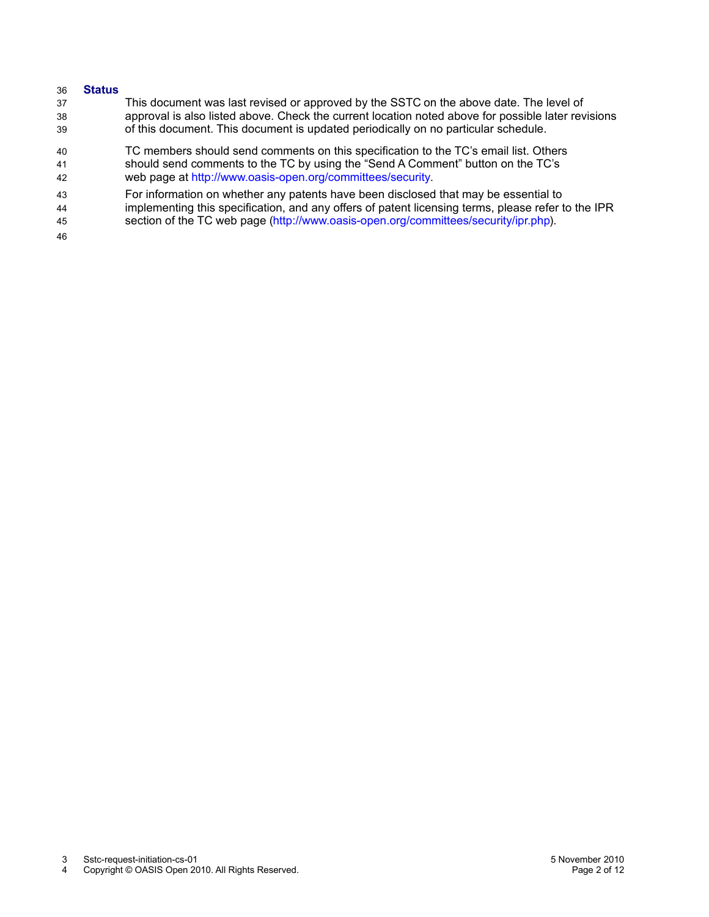**Status**

This document was last revised or approved by the SSTC on the above date. The level of approval is also listed above. Check the current location noted above for possible later revisions of this document. This document is updated periodically on no particular schedule.

TC members should send comments on this specification to the TC's email list. Others should send comments to the TC by using the "Send A Comment" button on the TC's web page at http://www.oasis-open.org/committees/security.

For information on whether any patents have been disclosed that may be essential to implementing this specification, and any offers of patent licensing terms, please refer to the IPR section of the TC web page (http://www.oasis-open.org/committees/security/ipr.php).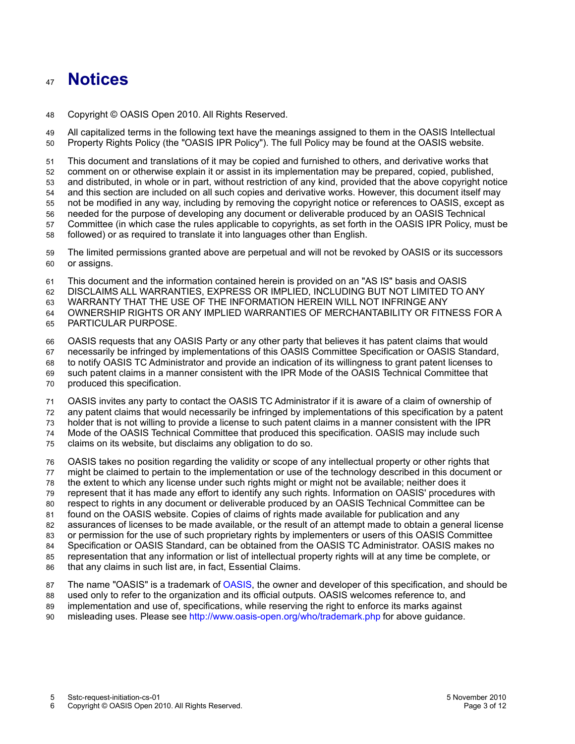# Notices

Copyright © OASIS Open 2010. All Rights Reserved.

All capitalized terms in the following text have the meanings assigned to them in the OASIS Intellectual Property Rights Policy (the "OASIS IPR Policy"). The full Policy may be found at the OASIS website.

This document and translations of it may be copied and furnished to others, and derivative works that comment on or otherwise explain it or assist in its implementation may be prepared, copied, published, and distributed, in whole or in part, without restriction of any kind, provided that the above copyright notice and this section are included on all such copies and derivative works. However, this document itself may not be modified in any way, including by removing the copyright notice or references to OASIS, except as needed for the purpose of developing any document or deliverable produced by an OASIS Technical Committee (in which case the rules applicable to copyrights, as set forth in the OASIS IPR Policy, must be followed) or as required to translate it into languages other than English.

The limited permissions granted above are perpetual and will not be revoked by OASIS or its successors or assigns.

This document and the information contained herein is provided on an "AS IS" basis and OASIS DISCLAIMS ALL WARRANTIES, EXPRESS OR IMPLIED, INCLUDING BUT NOT LIMITED TO ANY WARRANTY THAT THE USE OF THE INFORMATION HEREIN WILL NOT INFRINGE ANY OWNERSHIP RIGHTS OR ANY IMPLIED WARRANTIES OF MERCHANTABILITY OR FITNESS FOR A PARTICULAR PURPOSE.

OASIS requests that any OASIS Party or any other party that believes it has patent claims that would necessarily be infringed by implementations of this OASIS Committee Specification or OASIS Standard, to notify OASIS TC Administrator and provide an indication of its willingness to grant patent licenses to such patent claims in a manner consistent with the IPR Mode of the OASIS Technical Committee that produced this specification.

OASIS invites any party to contact the OASIS TC Administrator if it is aware of a claim of ownership of any patent claims that would necessarily be infringed by implementations of this specification by a patent holder that is not willing to provide a license to such patent claims in a manner consistent with the IPR Mode of the OASIS Technical Committee that produced this specification. OASIS may include such claims on its website, but disclaims any obligation to do so.

OASIS takes no position regarding the validity or scope of any intellectual property or other rights that might be claimed to pertain to the implementation or use of the technology described in this document or the extent to which any license under such rights might or might not be available; neither does it represent that it has made any effort to identify any such rights. Information on OASIS' procedures with respect to rights in any document or deliverable produced by an OASIS Technical Committee can be found on the OASIS website. Copies of claims of rights made available for publication and any assurances of licenses to be made available, or the result of an attempt made to obtain a general license or permission for the use of such proprietary rights by implementers or users of this OASIS Committee Specification or OASIS Standard, can be obtained from the OASIS TC Administrator. OASIS makes no representation that any information or list of intellectual property rights will at any time be complete, or that any claims in such list are, in fact, Essential Claims.

The name "OASIS" is a trademark of OASIS, the owner and developer of this specification, and should be used only to refer to the organization and its official outputs. OASIS welcomes reference to, and implementation and use of, specifications, while reserving the right to enforce its marks against misleading uses. Please see http://www.oasis-open.org/who/trademark.php for above guidance.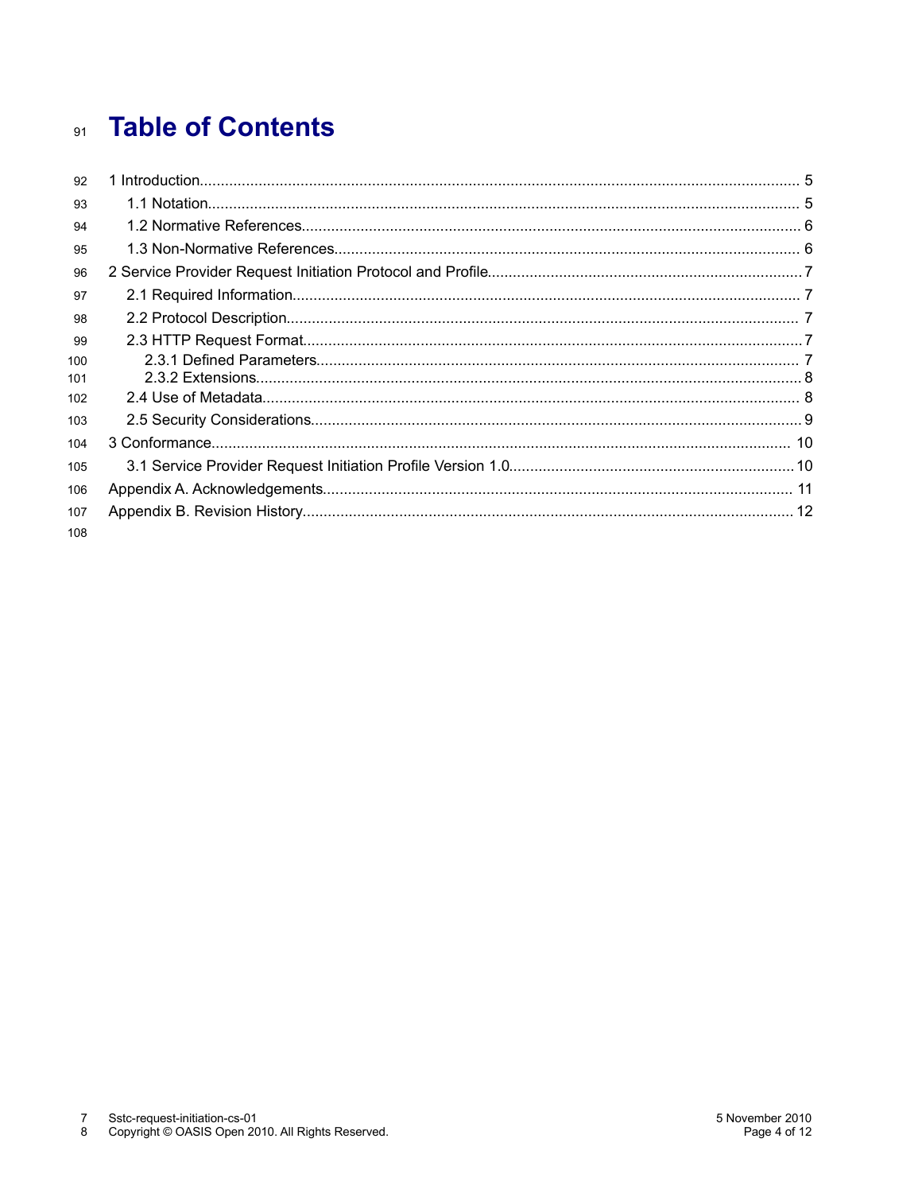# Table of Contents

1 Introduction ........................................................ 5
  1.1 Notation ........................................................ 5
  1.2 Normative References ........................................................ 6
  1.3 Non-Normative References ........................................................ 6
2 Service Provider Request Initiation Protocol and Profile ........................................................ 7
  2.1 Required Information ........................................................ 7
  2.2 Protocol Description ........................................................ 7
  2.3 HTTP Request Format ........................................................ 7
    2.3.1 Defined Parameters ........................................................ 7
    2.3.2 Extensions ........................................................ 8
  2.4 Use of Metadata ........................................................ 8
  2.5 Security Considerations ........................................................ 9
3 Conformance ........................................................ 10
  3.1 Service Provider Request Initiation Profile Version 1.0 ........................................................ 10
Appendix A. Acknowledgements ........................................................ 11
Appendix B. Revision History ........................................................ 12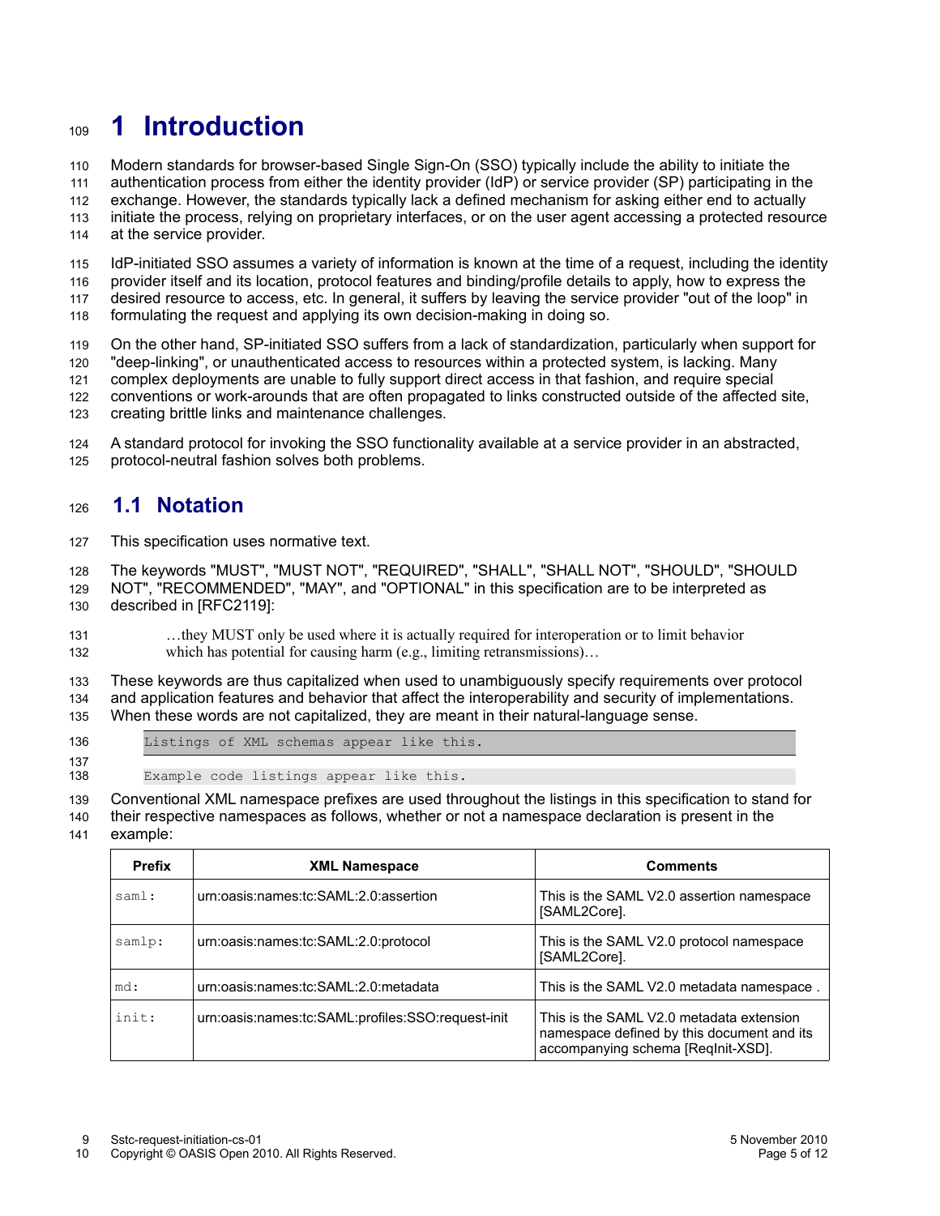# 1 Introduction

Modern standards for browser-based Single Sign-On (SSO) typically include the ability to initiate the authentication process from either the identity provider (IdP) or service provider (SP) participating in the exchange. However, the standards typically lack a defined mechanism for asking either end to actually initiate the process, relying on proprietary interfaces, or on the user agent accessing a protected resource at the service provider.

IdP-initiated SSO assumes a variety of information is known at the time of a request, including the identity provider itself and its location, protocol features and binding/profile details to apply, how to express the desired resource to access, etc. In general, it suffers by leaving the service provider "out of the loop" in formulating the request and applying its own decision-making in doing so.

On the other hand, SP-initiated SSO suffers from a lack of standardization, particularly when support for "deep-linking", or unauthenticated access to resources within a protected system, is lacking. Many complex deployments are unable to fully support direct access in that fashion, and require special conventions or work-arounds that are often propagated to links constructed outside of the affected site, creating brittle links and maintenance challenges.

A standard protocol for invoking the SSO functionality available at a service provider in an abstracted, protocol-neutral fashion solves both problems.

## 1.1 Notation

This specification uses normative text.

The keywords "MUST", "MUST NOT", "REQUIRED", "SHALL", "SHALL NOT", "SHOULD", "SHOULD NOT", "RECOMMENDED", "MAY", and "OPTIONAL" in this specification are to be interpreted as described in [RFC2119]:

> …they MUST only be used where it is actually required for interoperation or to limit behavior which has potential for causing harm (e.g., limiting retransmissions)…

These keywords are thus capitalized when used to unambiguously specify requirements over protocol and application features and behavior that affect the interoperability and security of implementations. When these words are not capitalized, they are meant in their natural-language sense.

```
Listings of XML schemas appear like this.
```

```
Example code listings appear like this.
```

Conventional XML namespace prefixes are used throughout the listings in this specification to stand for their respective namespaces as follows, whether or not a namespace declaration is present in the example:

| Prefix | XML Namespace | Comments |
|---|---|---|
| `saml:` | urn:oasis:names:tc:SAML:2.0:assertion | This is the SAML V2.0 assertion namespace [SAML2Core]. |
| `samlp:` | urn:oasis:names:tc:SAML:2.0:protocol | This is the SAML V2.0 protocol namespace [SAML2Core]. |
| `md:` | urn:oasis:names:tc:SAML:2.0:metadata | This is the SAML V2.0 metadata namespace . |
| `init:` | urn:oasis:names:tc:SAML:profiles:SSO:request-init | This is the SAML V2.0 metadata extension namespace defined by this document and its accompanying schema [ReqInit-XSD]. |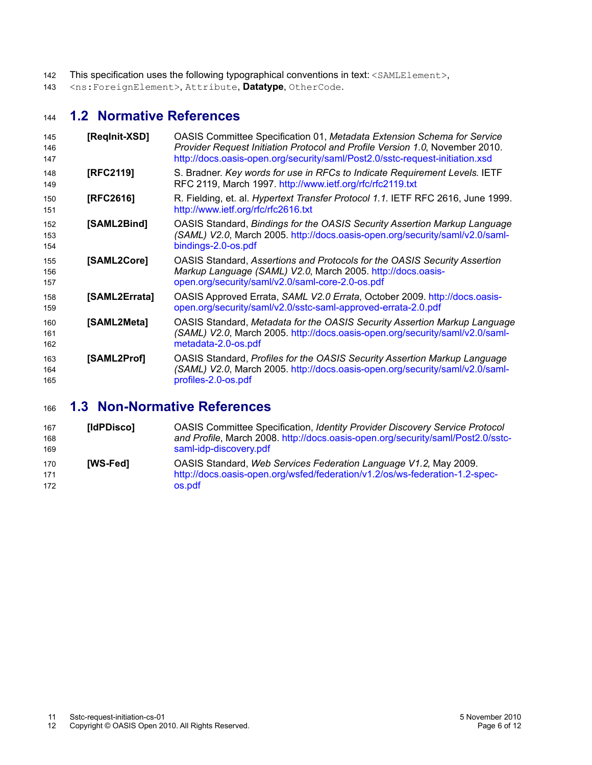This specification uses the following typographical conventions in text: `<SAMLElement>`, `<ns:ForeignElement>`, `Attribute`, **Datatype**, `OtherCode`.

## 1.2 Normative References

**[ReqInit-XSD]** OASIS Committee Specification 01, *Metadata Extension Schema for Service Provider Request Initiation Protocol and Profile Version 1.0*, November 2010. http://docs.oasis-open.org/security/saml/Post2.0/sstc-request-initiation.xsd

**[RFC2119]** S. Bradner. *Key words for use in RFCs to Indicate Requirement Levels*. IETF RFC 2119, March 1997. http://www.ietf.org/rfc/rfc2119.txt

**[RFC2616]** R. Fielding, et. al. *Hypertext Transfer Protocol 1.1*. IETF RFC 2616, June 1999. http://www.ietf.org/rfc/rfc2616.txt

**[SAML2Bind]** OASIS Standard, *Bindings for the OASIS Security Assertion Markup Language (SAML) V2.0*, March 2005. http://docs.oasis-open.org/security/saml/v2.0/saml-bindings-2.0-os.pdf

**[SAML2Core]** OASIS Standard, *Assertions and Protocols for the OASIS Security Assertion Markup Language (SAML) V2.0*, March 2005. http://docs.oasis-open.org/security/saml/v2.0/saml-core-2.0-os.pdf

**[SAML2Errata]** OASIS Approved Errata, *SAML V2.0 Errata*, October 2009. http://docs.oasis-open.org/security/saml/v2.0/sstc-saml-approved-errata-2.0.pdf

**[SAML2Meta]** OASIS Standard, *Metadata for the OASIS Security Assertion Markup Language (SAML) V2.0*, March 2005. http://docs.oasis-open.org/security/saml/v2.0/saml-metadata-2.0-os.pdf

**[SAML2Prof]** OASIS Standard, *Profiles for the OASIS Security Assertion Markup Language (SAML) V2.0*, March 2005. http://docs.oasis-open.org/security/saml/v2.0/saml-profiles-2.0-os.pdf

## 1.3 Non-Normative References

**[IdPDisco]** OASIS Committee Specification, *Identity Provider Discovery Service Protocol and Profile*, March 2008. http://docs.oasis-open.org/security/saml/Post2.0/sstc-saml-idp-discovery.pdf

**[WS-Fed]** OASIS Standard, *Web Services Federation Language V1.2*, May 2009. http://docs.oasis-open.org/wsfed/federation/v1.2/os/ws-federation-1.2-spec-os.pdf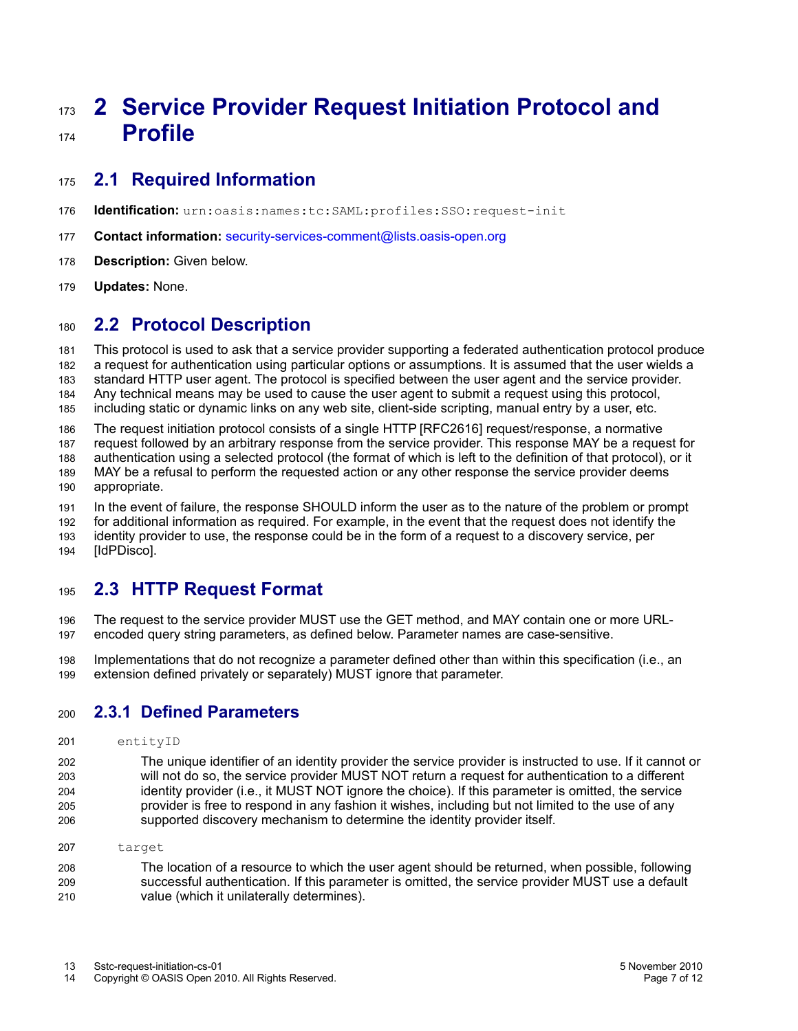# 2 Service Provider Request Initiation Protocol and Profile

## 2.1 Required Information

**Identification:** `urn:oasis:names:tc:SAML:profiles:SSO:request-init`

**Contact information:** security-services-comment@lists.oasis-open.org

**Description:** Given below.

**Updates:** None.

## 2.2 Protocol Description

This protocol is used to ask that a service provider supporting a federated authentication protocol produce a request for authentication using particular options or assumptions. It is assumed that the user wields a standard HTTP user agent. The protocol is specified between the user agent and the service provider. Any technical means may be used to cause the user agent to submit a request using this protocol, including static or dynamic links on any web site, client-side scripting, manual entry by a user, etc.

The request initiation protocol consists of a single HTTP [RFC2616] request/response, a normative request followed by an arbitrary response from the service provider. This response MAY be a request for authentication using a selected protocol (the format of which is left to the definition of that protocol), or it MAY be a refusal to perform the requested action or any other response the service provider deems appropriate.

In the event of failure, the response SHOULD inform the user as to the nature of the problem or prompt for additional information as required. For example, in the event that the request does not identify the identity provider to use, the response could be in the form of a request to a discovery service, per [IdPDisco].

## 2.3 HTTP Request Format

The request to the service provider MUST use the GET method, and MAY contain one or more URL-encoded query string parameters, as defined below. Parameter names are case-sensitive.

Implementations that do not recognize a parameter defined other than within this specification (i.e., an extension defined privately or separately) MUST ignore that parameter.

### 2.3.1 Defined Parameters

`entityID`

The unique identifier of an identity provider the service provider is instructed to use. If it cannot or will not do so, the service provider MUST NOT return a request for authentication to a different identity provider (i.e., it MUST NOT ignore the choice). If this parameter is omitted, the service provider is free to respond in any fashion it wishes, including but not limited to the use of any supported discovery mechanism to determine the identity provider itself.

`target`

The location of a resource to which the user agent should be returned, when possible, following successful authentication. If this parameter is omitted, the service provider MUST use a default value (which it unilaterally determines).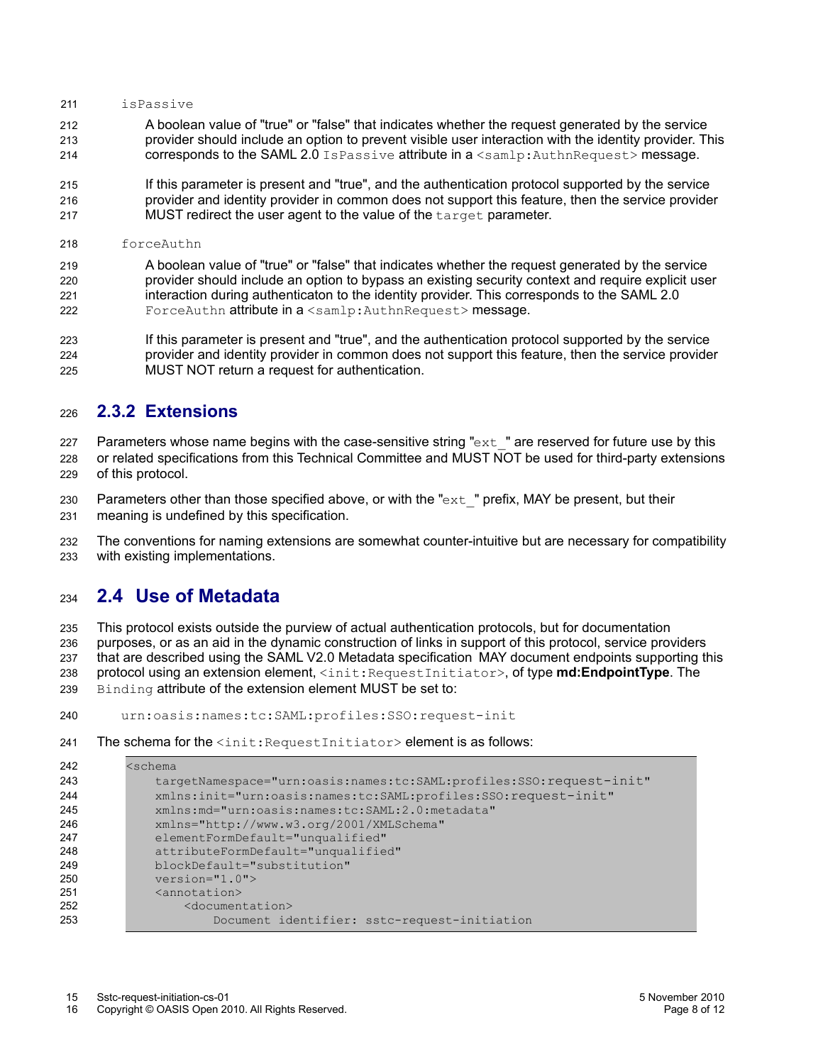`isPassive`

A boolean value of "true" or "false" that indicates whether the request generated by the service provider should include an option to prevent visible user interaction with the identity provider. This corresponds to the SAML 2.0 `IsPassive` attribute in a `<samlp:AuthnRequest>` message.

If this parameter is present and "true", and the authentication protocol supported by the service provider and identity provider in common does not support this feature, then the service provider MUST redirect the user agent to the value of the `target` parameter.

`forceAuthn`

A boolean value of "true" or "false" that indicates whether the request generated by the service provider should include an option to bypass an existing security context and require explicit user interaction during authenticaton to the identity provider. This corresponds to the SAML 2.0 `ForceAuthn` attribute in a `<samlp:AuthnRequest>` message.

If this parameter is present and "true", and the authentication protocol supported by the service provider and identity provider in common does not support this feature, then the service provider MUST NOT return a request for authentication.

### 2.3.2 Extensions

Parameters whose name begins with the case-sensitive string "`ext_`" are reserved for future use by this or related specifications from this Technical Committee and MUST NOT be used for third-party extensions of this protocol.

Parameters other than those specified above, or with the "`ext_`" prefix, MAY be present, but their meaning is undefined by this specification.

The conventions for naming extensions are somewhat counter-intuitive but are necessary for compatibility with existing implementations.

## 2.4 Use of Metadata

This protocol exists outside the purview of actual authentication protocols, but for documentation purposes, or as an aid in the dynamic construction of links in support of this protocol, service providers that are described using the SAML V2.0 Metadata specification MAY document endpoints supporting this protocol using an extension element, `<init:RequestInitiator>`, of type **md:EndpointType**. The `Binding` attribute of the extension element MUST be set to:

```
urn:oasis:names:tc:SAML:profiles:SSO:request-init
```

The schema for the `<init:RequestInitiator>` element is as follows:

```
<schema
    targetNamespace="urn:oasis:names:tc:SAML:profiles:SSO:request-init"
    xmlns:init="urn:oasis:names:tc:SAML:profiles:SSO:request-init"
    xmlns:md="urn:oasis:names:tc:SAML:2.0:metadata"
    xmlns="http://www.w3.org/2001/XMLSchema"
    elementFormDefault="unqualified"
    attributeFormDefault="unqualified"
    blockDefault="substitution"
    version="1.0">
    <annotation>
        <documentation>
            Document identifier: sstc-request-initiation
```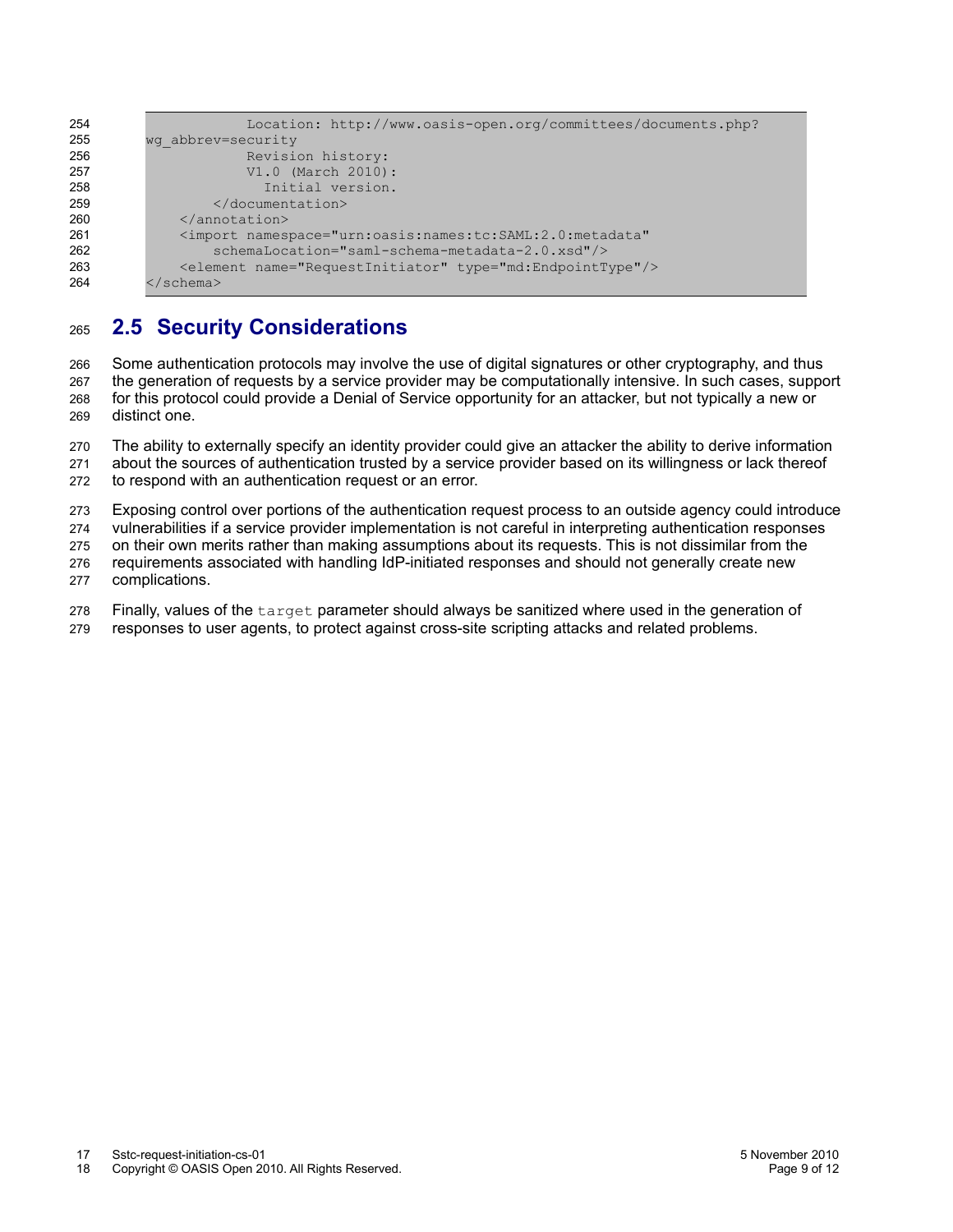```
            Location: http://www.oasis-open.org/committees/documents.php?
wg_abbrev=security
            Revision history:
            V1.0 (March 2010):
              Initial version.
        </documentation>
    </annotation>
    <import namespace="urn:oasis:names:tc:SAML:2.0:metadata"
        schemaLocation="saml-schema-metadata-2.0.xsd"/>
    <element name="RequestInitiator" type="md:EndpointType"/>
</schema>
```

## 2.5 Security Considerations

Some authentication protocols may involve the use of digital signatures or other cryptography, and thus the generation of requests by a service provider may be computationally intensive. In such cases, support for this protocol could provide a Denial of Service opportunity for an attacker, but not typically a new or distinct one.

The ability to externally specify an identity provider could give an attacker the ability to derive information about the sources of authentication trusted by a service provider based on its willingness or lack thereof to respond with an authentication request or an error.

Exposing control over portions of the authentication request process to an outside agency could introduce vulnerabilities if a service provider implementation is not careful in interpreting authentication responses on their own merits rather than making assumptions about its requests. This is not dissimilar from the requirements associated with handling IdP-initiated responses and should not generally create new complications.

Finally, values of the `target` parameter should always be sanitized where used in the generation of responses to user agents, to protect against cross-site scripting attacks and related problems.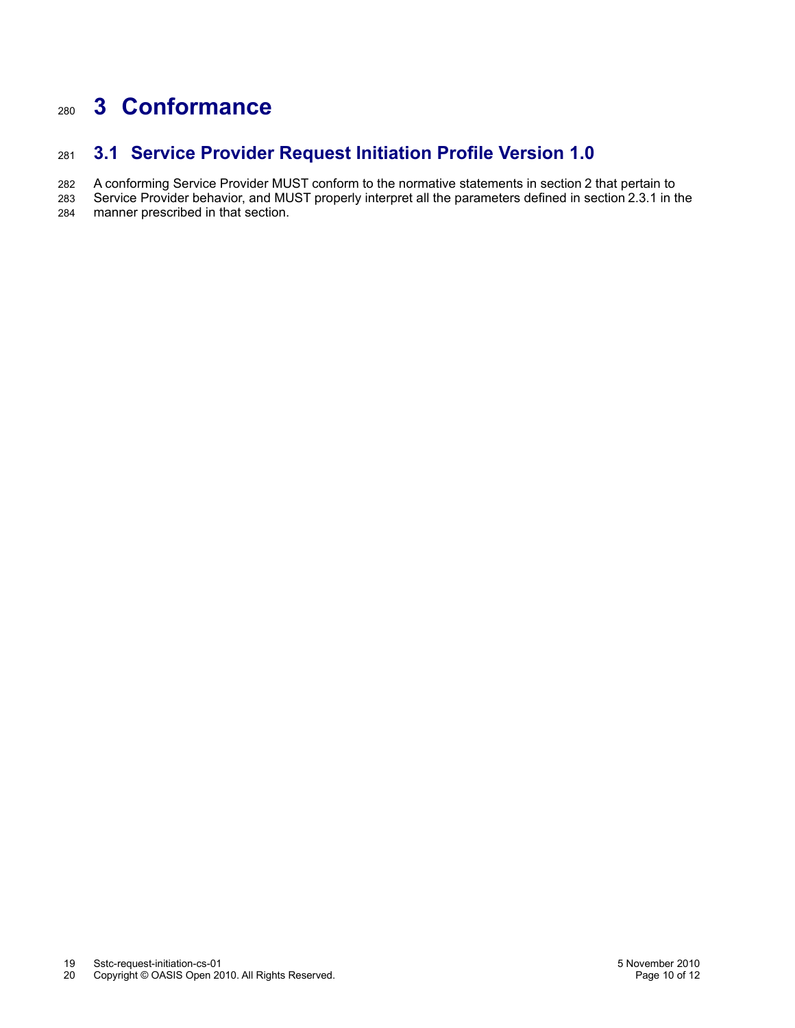# 3 Conformance

## 3.1 Service Provider Request Initiation Profile Version 1.0

A conforming Service Provider MUST conform to the normative statements in section 2 that pertain to Service Provider behavior, and MUST properly interpret all the parameters defined in section 2.3.1 in the manner prescribed in that section.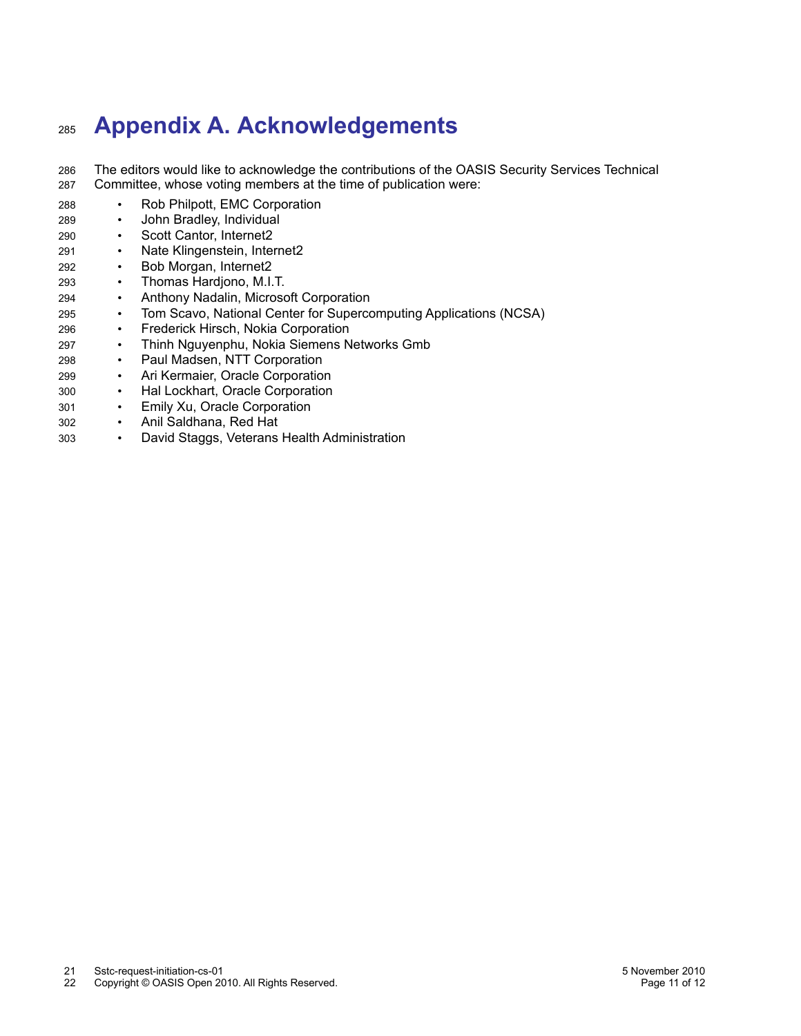# Appendix A. Acknowledgements

The editors would like to acknowledge the contributions of the OASIS Security Services Technical Committee, whose voting members at the time of publication were:

- Rob Philpott, EMC Corporation
- John Bradley, Individual
- Scott Cantor, Internet2
- Nate Klingenstein, Internet2
- Bob Morgan, Internet2
- Thomas Hardjono, M.I.T.
- Anthony Nadalin, Microsoft Corporation
- Tom Scavo, National Center for Supercomputing Applications (NCSA)
- Frederick Hirsch, Nokia Corporation
- Thinh Nguyenphu, Nokia Siemens Networks Gmb
- Paul Madsen, NTT Corporation
- Ari Kermaier, Oracle Corporation
- Hal Lockhart, Oracle Corporation
- Emily Xu, Oracle Corporation
- Anil Saldhana, Red Hat
- David Staggs, Veterans Health Administration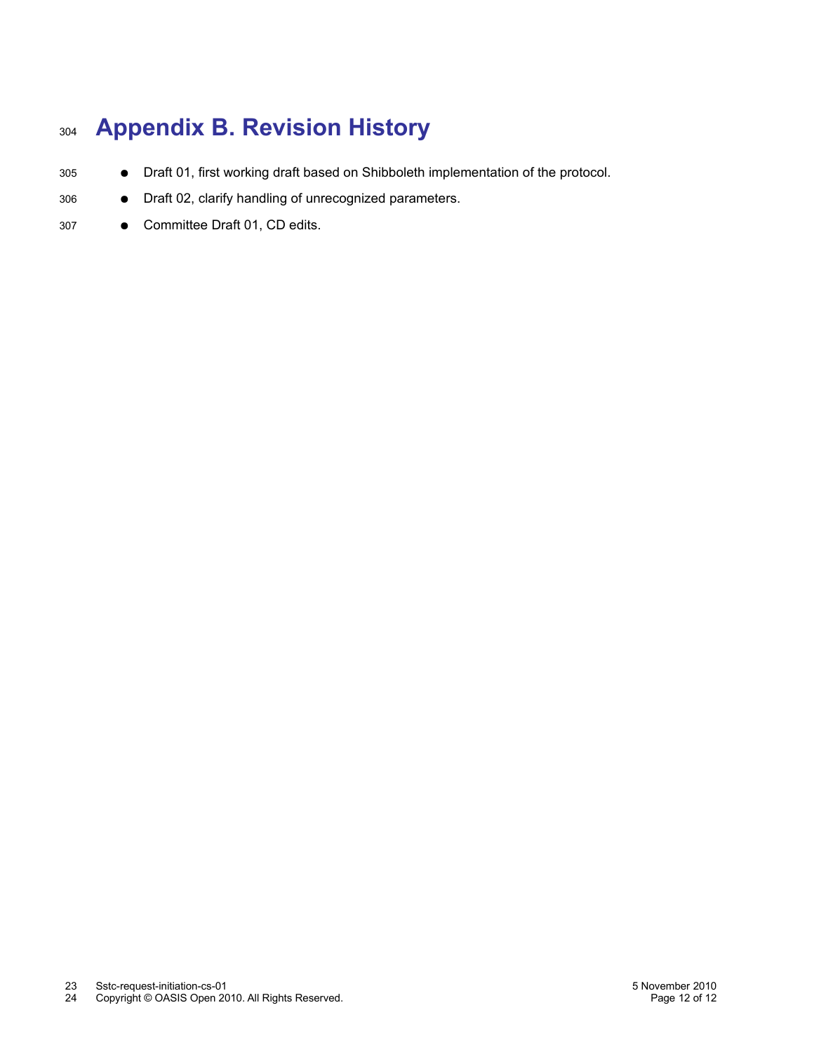# Appendix B. Revision History

- Draft 01, first working draft based on Shibboleth implementation of the protocol.
- Draft 02, clarify handling of unrecognized parameters.
- Committee Draft 01, CD edits.